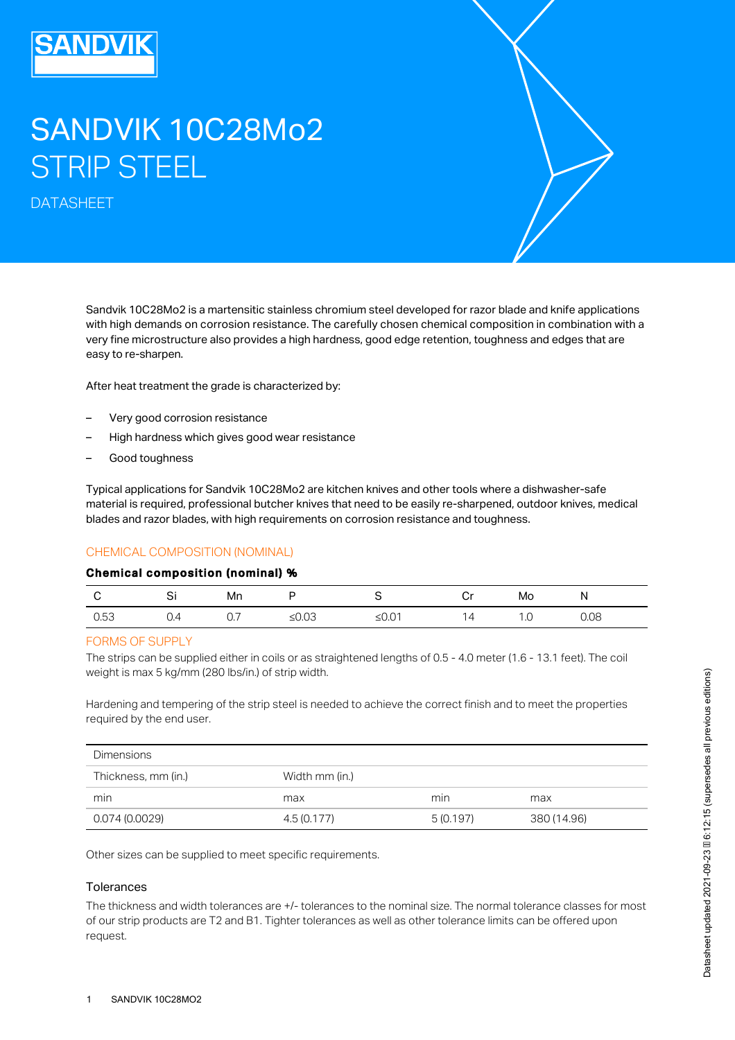# SANDVIK 10C28Mo2 STRIP STEEL

DATASHEET

Sandvik 10C28Mo2 is a martensitic stainless chromium steel developed for razor blade and knife applications with high demands on corrosion resistance. The carefully chosen chemical composition in combination with a very fine microstructure also provides a high hardness, good edge retention, toughness and edges that are easy to re-sharpen.

After heat treatment the grade is characterized by:

- Very good corrosion resistance
- High hardness which gives good wear resistance
- Good toughness

Typical applications for Sandvik 10C28Mo2 are kitchen knives and other tools where a dishwasher-safe material is required, professional butcher knives that need to be easily re-sharpened, outdoor knives, medical blades and razor blades, with high requirements on corrosion resistance and toughness.

## CHEMICAL COMPOSITION (NOMINAL)

**Chemical composition (nominal) %**

| C | Si | Mn | P | S | Cr | Mo | N |
|---|---|---|---|---|---|---|---|
| 0.53 | 0.4 | 0.7 | ≤0.03 | ≤0.01 | 14 | 1.0 | 0.08 |

## FORMS OF SUPPLY

The strips can be supplied either in coils or as straightened lengths of 0.5 - 4.0 meter (1.6 - 13.1 feet). The coil weight is max 5 kg/mm (280 lbs/in.) of strip width.

Hardening and tempering of the strip steel is needed to achieve the correct finish and to meet the properties required by the end user.

| Dimensions | | | |
|---|---|---|---|
| Thickness, mm (in.) | | Width mm (in.) | |
| min | max | min | max |
| 0.074 (0.0029) | 4.5 (0.177) | 5 (0.197) | 380 (14.96) |

Other sizes can be supplied to meet specific requirements.

### Tolerances

The thickness and width tolerances are +/- tolerances to the nominal size. The normal tolerance classes for most of our strip products are T2 and B1. Tighter tolerances as well as other tolerance limits can be offered upon request.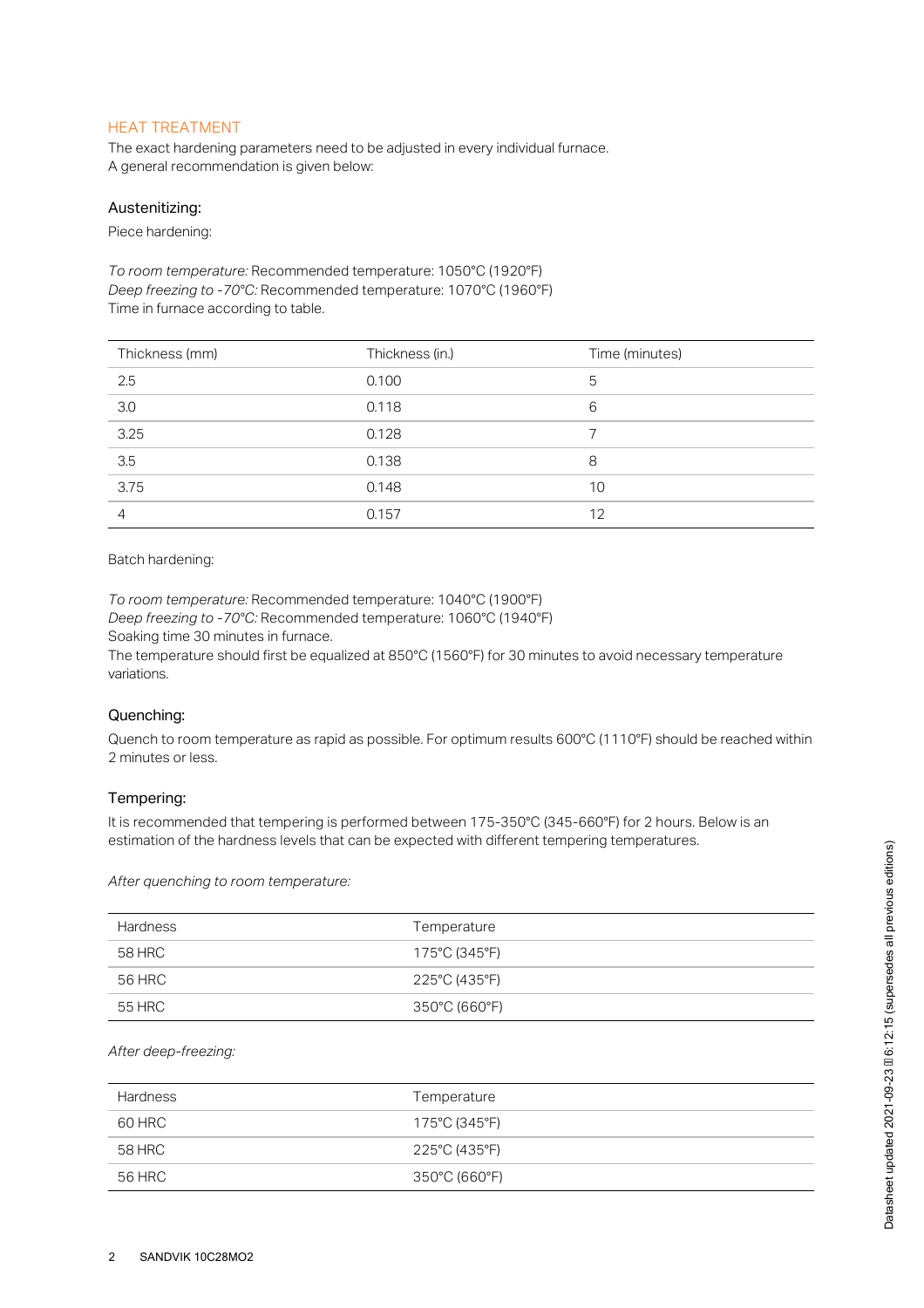## HEAT TREATMENT

The exact hardening parameters need to be adjusted in every individual furnace.
A general recommendation is given below:

### Austenitizing:

Piece hardening:

*To room temperature:* Recommended temperature: 1050°C (1920°F)
*Deep freezing to -70°C:* Recommended temperature: 1070°C (1960°F)
Time in furnace according to table.

| Thickness (mm) | Thickness (in.) | Time (minutes) |
|---|---|---|
| 2.5 | 0.100 | 5 |
| 3.0 | 0.118 | 6 |
| 3.25 | 0.128 | 7 |
| 3.5 | 0.138 | 8 |
| 3.75 | 0.148 | 10 |
| 4 | 0.157 | 12 |

Batch hardening:

*To room temperature:* Recommended temperature: 1040°C (1900°F)
*Deep freezing to -70°C:* Recommended temperature: 1060°C (1940°F)
Soaking time 30 minutes in furnace.
The temperature should first be equalized at 850°C (1560°F) for 30 minutes to avoid necessary temperature variations.

### Quenching:

Quench to room temperature as rapid as possible. For optimum results 600°C (1110°F) should be reached within 2 minutes or less.

### Tempering:

It is recommended that tempering is performed between 175-350°C (345-660°F) for 2 hours. Below is an estimation of the hardness levels that can be expected with different tempering temperatures.

*After quenching to room temperature:*

| Hardness | Temperature |
|---|---|
| 58 HRC | 175°C (345°F) |
| 56 HRC | 225°C (435°F) |
| 55 HRC | 350°C (660°F) |

*After deep-freezing:*

| Hardness | Temperature |
|---|---|
| 60 HRC | 175°C (345°F) |
| 58 HRC | 225°C (435°F) |
| 56 HRC | 350°C (660°F) |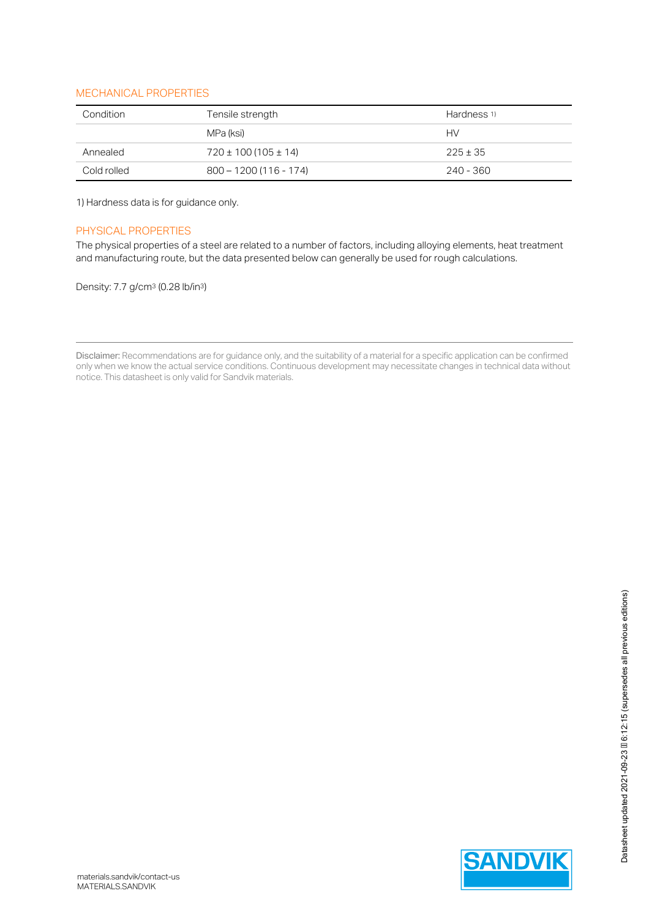## MECHANICAL PROPERTIES

| Condition | Tensile strength | Hardness 1) |
|---|---|---|
| | MPa (ksi) | HV |
| Annealed | 720 ± 100 (105 ± 14) | 225 ± 35 |
| Cold rolled | 800 – 1200 (116 - 174) | 240 - 360 |

1) Hardness data is for guidance only.

## PHYSICAL PROPERTIES

The physical properties of a steel are related to a number of factors, including alloying elements, heat treatment and manufacturing route, but the data presented below can generally be used for rough calculations.

Density: 7.7 g/cm$^3$ (0.28 lb/in$^3$)

---

**Disclaimer:** Recommendations are for guidance only, and the suitability of a material for a specific application can be confirmed only when we know the actual service conditions. Continuous development may necessitate changes in technical data without notice. This datasheet is only valid for Sandvik materials.

materials.sandvik/contact-us
MATERIALS.SANDVIK

Datasheet updated 2021-09-23 16:12:15 (supersedes all previous editions)